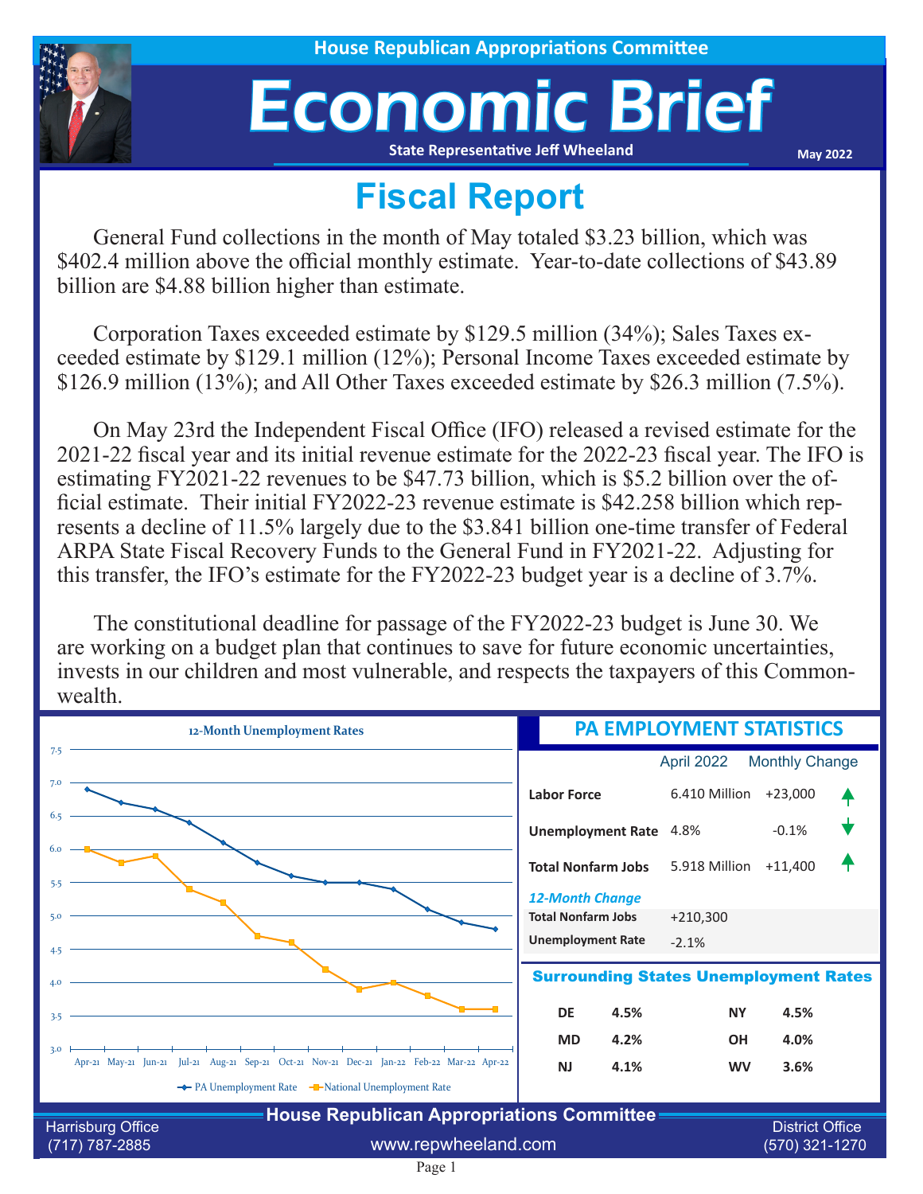House Republican Appropriations Committee

# Economic Brief

State Representative Jeff Wheeland

May 2022

## Fiscal Report

General Fund collections in the month of May totaled $3.23 billion, which was $402.4 million above the official monthly estimate. Year-to-date collections of $43.89 billion are $4.88 billion higher than estimate.

Corporation Taxes exceeded estimate by $129.5 million (34%); Sales Taxes exceeded estimate by $129.1 million (12%); Personal Income Taxes exceeded estimate by $126.9 million (13%); and All Other Taxes exceeded estimate by $26.3 million (7.5%).

On May 23rd the Independent Fiscal Office (IFO) released a revised estimate for the 2021-22 fiscal year and its initial revenue estimate for the 2022-23 fiscal year. The IFO is estimating FY2021-22 revenues to be $47.73 billion, which is $5.2 billion over the official estimate. Their initial FY2022-23 revenue estimate is $42.258 billion which represents a decline of 11.5% largely due to the $3.841 billion one-time transfer of Federal ARPA State Fiscal Recovery Funds to the General Fund in FY2021-22. Adjusting for this transfer, the IFO's estimate for the FY2022-23 budget year is a decline of 3.7%.

The constitutional deadline for passage of the FY2022-23 budget is June 30. We are working on a budget plan that continues to save for future economic uncertainties, invests in our children and most vulnerable, and respects the taxpayers of this Commonwealth.

### 12-Month Unemployment Rates

| Month | PA Unemployment Rate | National Unemployment Rate |
|---|---|---|
| Apr-21 | 6.9 | 6.0 |
| May-21 | 6.7 | 5.8 |
| Jun-21 | 6.6 | 5.9 |
| Jul-21 | 6.4 | 5.4 |
| Aug-21 | 6.1 | 5.2 |
| Sep-21 | 5.8 | 4.7 |
| Oct-21 | 5.6 | 4.6 |
| Nov-21 | 5.5 | 4.2 |
| Dec-21 | 5.5 | 3.9 |
| Jan-22 | 5.4 | 4.0 |
| Feb-22 | 5.1 | 3.8 |
| Mar-22 | 4.9 | 3.6 |
| Apr-22 | 4.8 | 3.6 |

### PA EMPLOYMENT STATISTICS

| | April 2022 | Monthly Change |
|---|---|---|
| **Labor Force** | 6.410 Million | +23,000 ↑ |
| **Unemployment Rate** | 4.8% | -0.1% ↓ |
| **Total Nonfarm Jobs** | 5.918 Million | +11,400 ↑ |

*12-Month Change*

| | |
|---|---|
| **Total Nonfarm Jobs** | +210,300 |
| **Unemployment Rate** | -2.1% |

### Surrounding States Unemployment Rates

| State | Rate | State | Rate |
|---|---|---|---|
| DE | 4.5% | NY | 4.5% |
| MD | 4.2% | OH | 4.0% |
| NJ | 4.1% | WV | 3.6% |

**House Republican Appropriations Committee**

Harrisburg Office (717) 787-2885 | www.repwheeland.com | District Office (570) 321-1270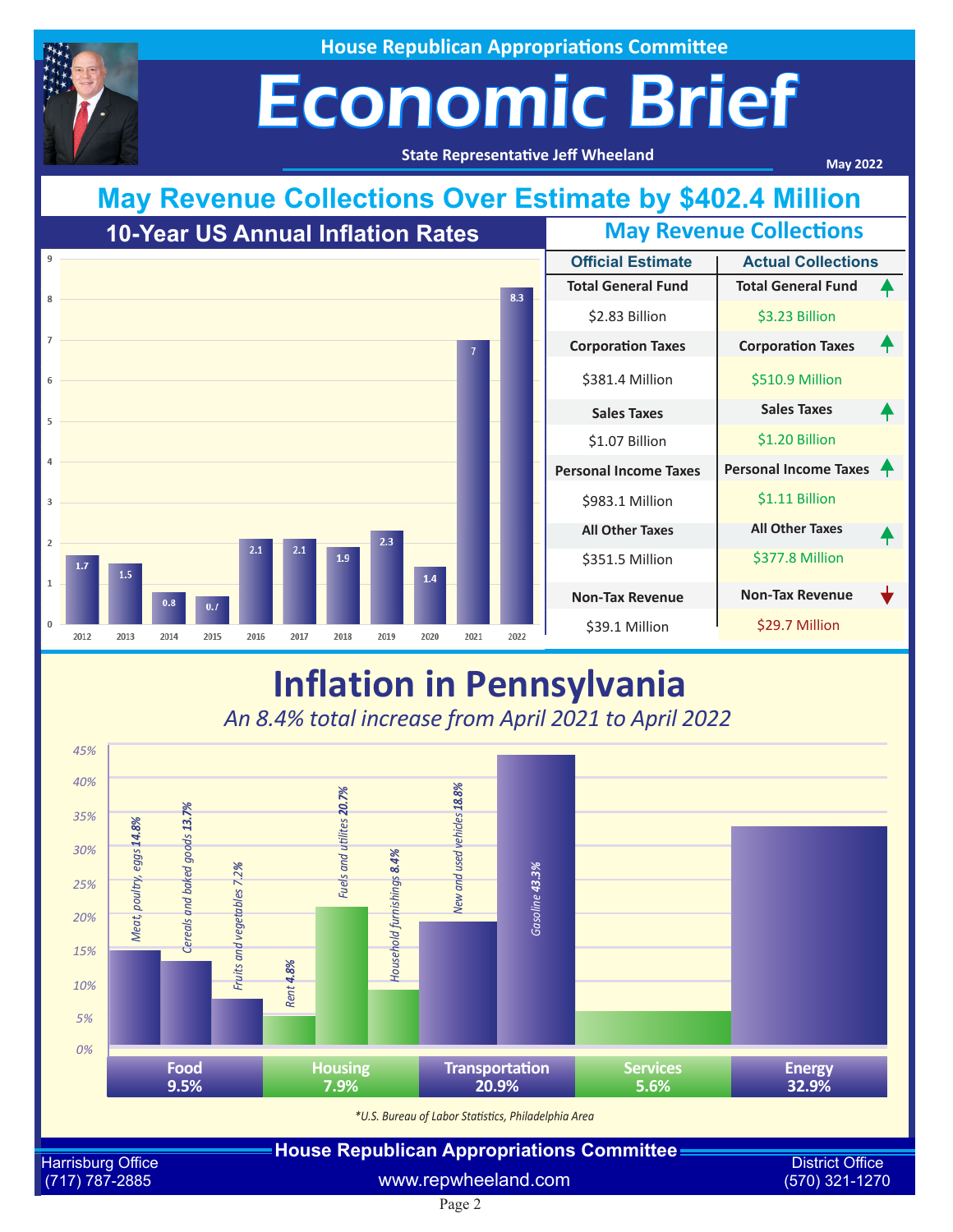House Republican Appropriations Committee

# Economic Brief

State Representative Jeff Wheeland

May 2022

## May Revenue Collections Over Estimate by $402.4 Million

### 10-Year US Annual Inflation Rates

9
8
7
6
5
4
3
2
1
0

1.7 1.5 0.8 0.7 2.1 2.1 1.9 2.3 1.4 7 8.3

2012 2013 2014 2015 2016 2017 2018 2019 2020 2021 2022

### May Revenue Collections

| Official Estimate | Actual Collections |
| --- | --- |
| **Total General Fund** | **Total General Fund** ▲ |
| $2.83 Billion | $3.23 Billion |
| **Corporation Taxes** | **Corporation Taxes** ▲ |
| $381.4 Million | $510.9 Million |
| **Sales Taxes** | **Sales Taxes** ▲ |
| $1.07 Billion | $1.20 Billion |
| **Personal Income Taxes** | **Personal Income Taxes** ▲ |
| $983.1 Million | $1.11 Billion |
| **All Other Taxes** | **All Other Taxes** ▲ |
| $351.5 Million | $377.8 Million |
| **Non-Tax Revenue** | **Non-Tax Revenue** ▼ |
| $39.1 Million | $29.7 Million |

## Inflation in Pennsylvania

*An 8.4% total increase from April 2021 to April 2022*

45%
40%
35%
30%
25%
20%
15%
10%
5%
0%

*Meat, poultry, eggs* ***14.8%***
*Cereals and baked goods* ***13.7%***
*Fruits and vegetables* *7.2%*
*Rent* ***4.8%***
*Fuels and utilites* ***20.7%***
*Household furnishings* ***8.4%***
*New and used vehicles* ***18.8%***
*Gasoline* ***43.3%***

**Food** 9.5%
**Housing** 7.9%
**Transportation** 20.9%
**Services** 5.6%
**Energy** 32.9%

*\*U.S. Bureau of Labor Statistics, Philadelphia Area*

**House Republican Appropriations Committee**

Harrisburg Office (717) 787-2885

www.repwheeland.com

District Office (570) 321-1270